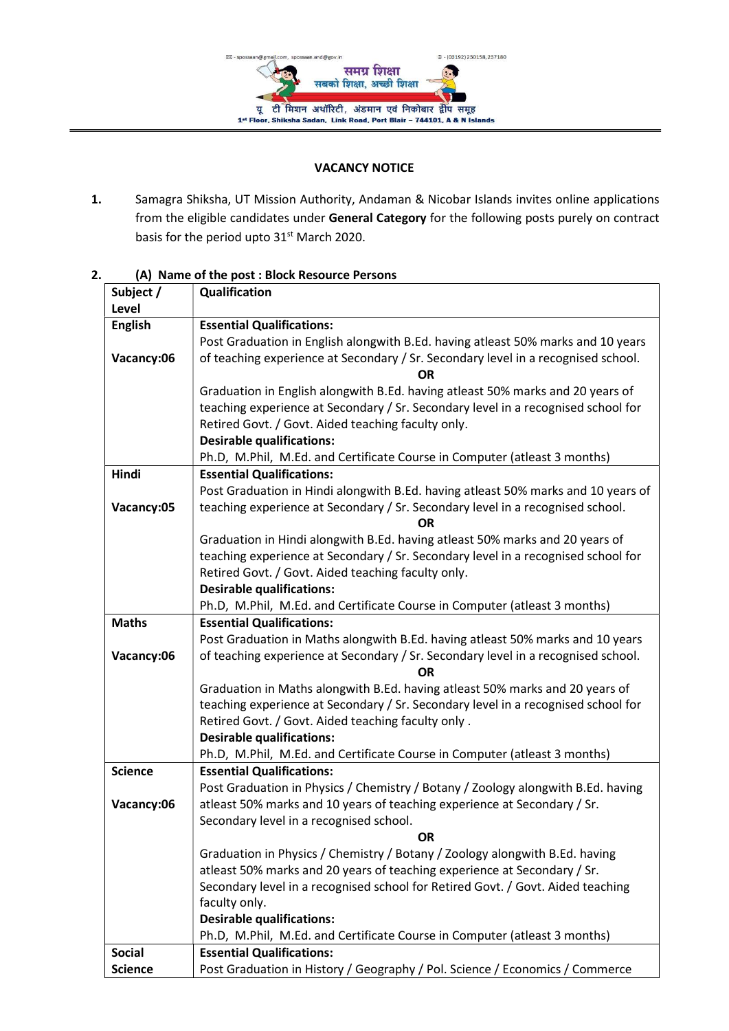समग्र शिक्षा
सबको शिक्षा, अच्छी शिक्षा

यू टी मिशन अथॉरिटी, अंडमान एवं निकोबार द्वीप समूह
1st Floor, Shiksha Sadan, Link Road, Port Blair – 744101, A & N Islands

✉ - spossaan@gmail.com, spossaan.and@gov.in ✆ - (03192) 230158, 237180

## VACANCY NOTICE

1. Samagra Shiksha, UT Mission Authority, Andaman & Nicobar Islands invites online applications from the eligible candidates under **General Category** for the following posts purely on contract basis for the period upto 31st March 2020.

2. **(A) Name of the post : Block Resource Persons**

| Subject / Level | Qualification |
|---|---|
| **English**<br><br>**Vacancy:06** | **Essential Qualifications:**<br>Post Graduation in English alongwith B.Ed. having atleast 50% marks and 10 years of teaching experience at Secondary / Sr. Secondary level in a recognised school.<br>**OR**<br>Graduation in English alongwith B.Ed. having atleast 50% marks and 20 years of teaching experience at Secondary / Sr. Secondary level in a recognised school for Retired Govt. / Govt. Aided teaching faculty only.<br>**Desirable qualifications:**<br>Ph.D, M.Phil, M.Ed. and Certificate Course in Computer (atleast 3 months) |
| **Hindi**<br><br>**Vacancy:05** | **Essential Qualifications:**<br>Post Graduation in Hindi alongwith B.Ed. having atleast 50% marks and 10 years of teaching experience at Secondary / Sr. Secondary level in a recognised school.<br>**OR**<br>Graduation in Hindi alongwith B.Ed. having atleast 50% marks and 20 years of teaching experience at Secondary / Sr. Secondary level in a recognised school for Retired Govt. / Govt. Aided teaching faculty only.<br>**Desirable qualifications:**<br>Ph.D, M.Phil, M.Ed. and Certificate Course in Computer (atleast 3 months) |
| **Maths**<br><br>**Vacancy:06** | **Essential Qualifications:**<br>Post Graduation in Maths alongwith B.Ed. having atleast 50% marks and 10 years of teaching experience at Secondary / Sr. Secondary level in a recognised school.<br>**OR**<br>Graduation in Maths alongwith B.Ed. having atleast 50% marks and 20 years of teaching experience at Secondary / Sr. Secondary level in a recognised school for Retired Govt. / Govt. Aided teaching faculty only .<br>**Desirable qualifications:**<br>Ph.D, M.Phil, M.Ed. and Certificate Course in Computer (atleast 3 months) |
| **Science**<br><br>**Vacancy:06** | **Essential Qualifications:**<br>Post Graduation in Physics / Chemistry / Botany / Zoology alongwith B.Ed. having atleast 50% marks and 10 years of teaching experience at Secondary / Sr. Secondary level in a recognised school.<br>**OR**<br>Graduation in Physics / Chemistry / Botany / Zoology alongwith B.Ed. having atleast 50% marks and 20 years of teaching experience at Secondary / Sr. Secondary level in a recognised school for Retired Govt. / Govt. Aided teaching faculty only.<br>**Desirable qualifications:**<br>Ph.D, M.Phil, M.Ed. and Certificate Course in Computer (atleast 3 months) |
| **Social Science** | **Essential Qualifications:**<br>Post Graduation in History / Geography / Pol. Science / Economics / Commerce |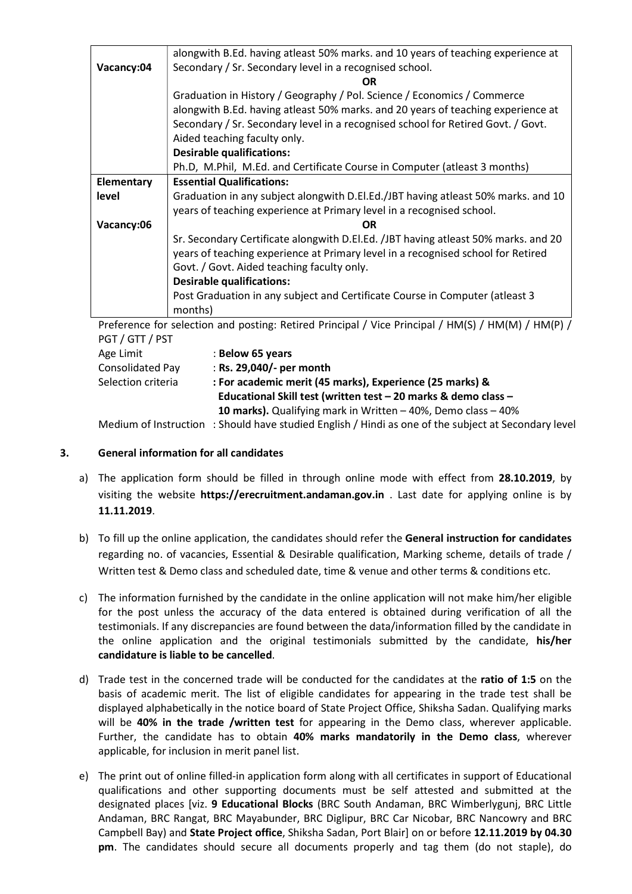| | |
|---|---|
| Vacancy:04 | alongwith B.Ed. having atleast 50% marks. and 10 years of teaching experience at Secondary / Sr. Secondary level in a recognised school.<br>**OR**<br>Graduation in History / Geography / Pol. Science / Economics / Commerce alongwith B.Ed. having atleast 50% marks. and 20 years of teaching experience at Secondary / Sr. Secondary level in a recognised school for Retired Govt. / Govt. Aided teaching faculty only.<br>**Desirable qualifications:**<br>Ph.D, M.Phil, M.Ed. and Certificate Course in Computer (atleast 3 months) |
| **Elementary level**<br><br>**Vacancy:06** | **Essential Qualifications:**<br>Graduation in any subject alongwith D.El.Ed./JBT having atleast 50% marks. and 10 years of teaching experience at Primary level in a recognised school.<br>**OR**<br>Sr. Secondary Certificate alongwith D.El.Ed. /JBT having atleast 50% marks. and 20 years of teaching experience at Primary level in a recognised school for Retired Govt. / Govt. Aided teaching faculty only.<br>**Desirable qualifications:**<br>Post Graduation in any subject and Certificate Course in Computer (atleast 3 months) |

Preference for selection and posting: Retired Principal / Vice Principal / HM(S) / HM(M) / HM(P) / PGT / GTT / PST

Age Limit : **Below 65 years**

Consolidated Pay : **Rs. 29,040/- per month**

Selection criteria : **For academic merit (45 marks), Experience (25 marks) & Educational Skill test (written test – 20 marks & demo class – 10 marks).** Qualifying mark in Written – 40%, Demo class – 40%

Medium of Instruction : Should have studied English / Hindi as one of the subject at Secondary level

## 3. General information for all candidates

a) The application form should be filled in through online mode with effect from **28.10.2019**, by visiting the website **https://erecruitment.andaman.gov.in** . Last date for applying online is by **11.11.2019**.

b) To fill up the online application, the candidates should refer the **General instruction for candidates** regarding no. of vacancies, Essential & Desirable qualification, Marking scheme, details of trade / Written test & Demo class and scheduled date, time & venue and other terms & conditions etc.

c) The information furnished by the candidate in the online application will not make him/her eligible for the post unless the accuracy of the data entered is obtained during verification of all the testimonials. If any discrepancies are found between the data/information filled by the candidate in the online application and the original testimonials submitted by the candidate, **his/her candidature is liable to be cancelled**.

d) Trade test in the concerned trade will be conducted for the candidates at the **ratio of 1:5** on the basis of academic merit. The list of eligible candidates for appearing in the trade test shall be displayed alphabetically in the notice board of State Project Office, Shiksha Sadan. Qualifying marks will be **40% in the trade /written test** for appearing in the Demo class, wherever applicable. Further, the candidate has to obtain **40% marks mandatorily in the Demo class**, wherever applicable, for inclusion in merit panel list.

e) The print out of online filled-in application form along with all certificates in support of Educational qualifications and other supporting documents must be self attested and submitted at the designated places [viz. **9 Educational Blocks** (BRC South Andaman, BRC Wimberlygunj, BRC Little Andaman, BRC Rangat, BRC Mayabunder, BRC Diglipur, BRC Car Nicobar, BRC Nancowry and BRC Campbell Bay) and **State Project office**, Shiksha Sadan, Port Blair] on or before **12.11.2019 by 04.30 pm**. The candidates should secure all documents properly and tag them (do not staple), do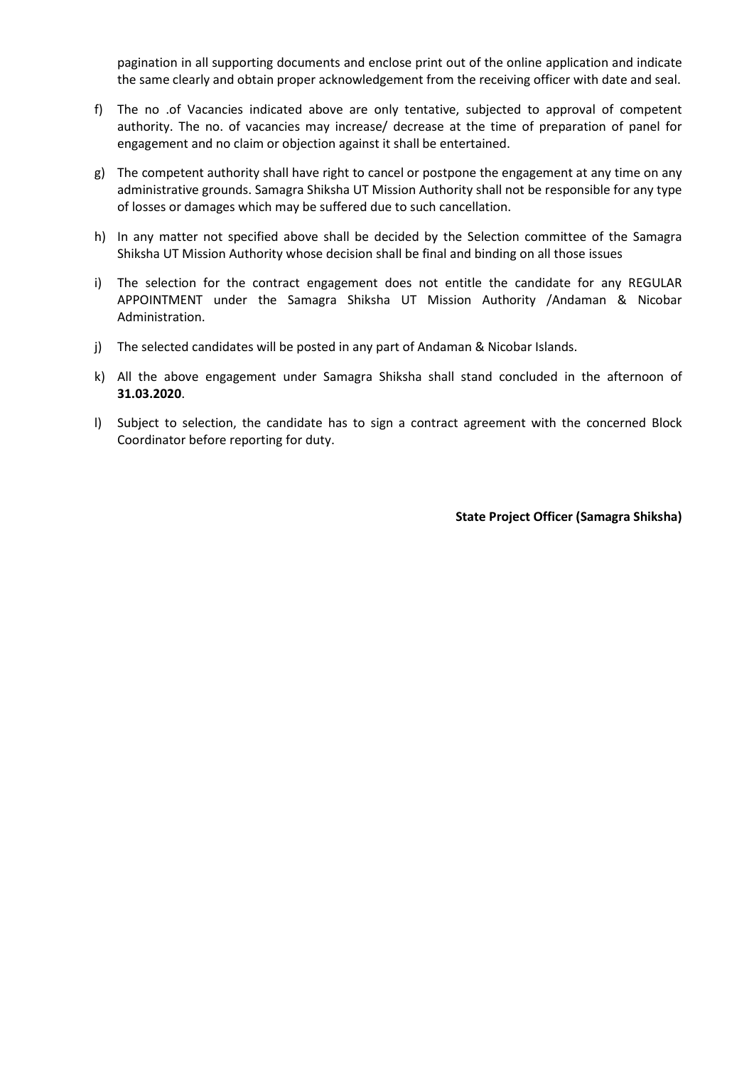pagination in all supporting documents and enclose print out of the online application and indicate the same clearly and obtain proper acknowledgement from the receiving officer with date and seal.

f) The no .of Vacancies indicated above are only tentative, subjected to approval of competent authority. The no. of vacancies may increase/ decrease at the time of preparation of panel for engagement and no claim or objection against it shall be entertained.

g) The competent authority shall have right to cancel or postpone the engagement at any time on any administrative grounds. Samagra Shiksha UT Mission Authority shall not be responsible for any type of losses or damages which may be suffered due to such cancellation.

h) In any matter not specified above shall be decided by the Selection committee of the Samagra Shiksha UT Mission Authority whose decision shall be final and binding on all those issues

i) The selection for the contract engagement does not entitle the candidate for any REGULAR APPOINTMENT under the Samagra Shiksha UT Mission Authority /Andaman & Nicobar Administration.

j) The selected candidates will be posted in any part of Andaman & Nicobar Islands.

k) All the above engagement under Samagra Shiksha shall stand concluded in the afternoon of **31.03.2020**.

l) Subject to selection, the candidate has to sign a contract agreement with the concerned Block Coordinator before reporting for duty.

**State Project Officer (Samagra Shiksha)**